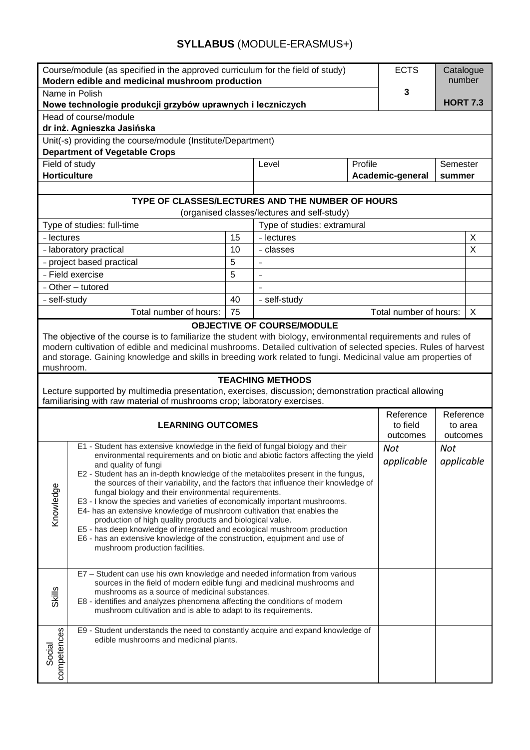# **SYLLABUS** (MODULE-ERASMUS+)

| Course/module (as specified in the approved curriculum for the field of study) **Modern edible and medicinal mushroom production** | | | | ECTS | Catalogue number |
|---|---|---|---|---|---|
| Name in Polish **Nowe technologie produkcji grzybów uprawnych i leczniczych** | | | | **3** | **HORT 7.3** |
| Head of course/module **dr inż. Agnieszka Jasińska** | | | | | |
| Unit(-s) providing the course/module (Institute/Department) **Department of Vegetable Crops** | | | | | |
| Field of study **Horticulture** | | Level | Profile **Academic-general** | | Semester **summer** |

**TYPE OF CLASSES/LECTURES AND THE NUMBER OF HOURS**
(organised classes/lectures and self-study)

| Type of studies: full-time | | Type of studies: extramural | |
|---|---|---|---|
| - lectures | 15 | - lectures | X |
| - laboratory practical | 10 | - classes | X |
| - project based practical | 5 | – | |
| - Field exercise | 5 | – | |
| - Other – tutored | | – | |
| - self-study | 40 | - self-study | |
| Total number of hours: | 75 | Total number of hours: | X |

**OBJECTIVE OF COURSE/MODULE**

The objective of the course is to familiarize the student with biology, environmental requirements and rules of modern cultivation of edible and medicinal mushrooms. Detailed cultivation of selected species. Rules of harvest and storage. Gaining knowledge and skills in breeding work related to fungi. Medicinal value am properties of mushroom.

**TEACHING METHODS**

Lecture supported by multimedia presentation, exercises, discussion; demonstration practical allowing familiarising with raw material of mushrooms crop; laboratory exercises.

| | **LEARNING OUTCOMES** | Reference to field outcomes | Reference to area outcomes |
|---|---|---|---|
| Knowledge | E1 - Student has extensive knowledge in the field of fungal biology and their environmental requirements and on biotic and abiotic factors affecting the yield and quality of fungi<br>E2 - Student has an in-depth knowledge of the metabolites present in the fungus, the sources of their variability, and the factors that influence their knowledge of fungal biology and their environmental requirements.<br>E3 - I know the species and varieties of economically important mushrooms.<br>E4- has an extensive knowledge of mushroom cultivation that enables the production of high quality products and biological value.<br>E5 - has deep knowledge of integrated and ecological mushroom production<br>E6 - has an extensive knowledge of the construction, equipment and use of mushroom production facilities. | *Not applicable* | *Not applicable* |
| Skills | E7 – Student can use his own knowledge and needed information from various sources in the field of modern edible fungi and medicinal mushrooms and mushrooms as a source of medicinal substances.<br>E8 - identifies and analyzes phenomena affecting the conditions of modern mushroom cultivation and is able to adapt to its requirements. | | |
| Social competences | E9 - Student understands the need to constantly acquire and expand knowledge of edible mushrooms and medicinal plants. | | |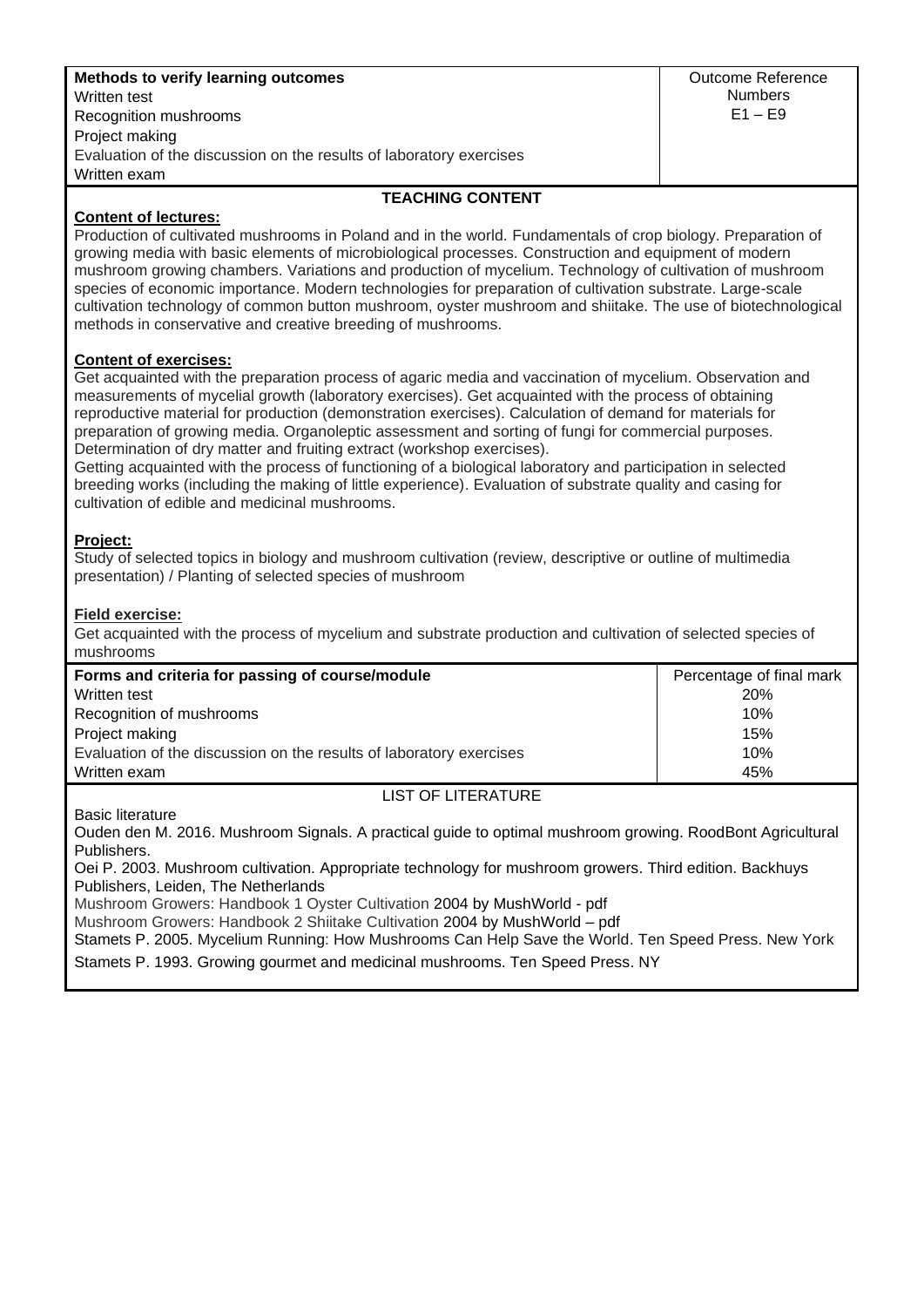| Methods to verify learning outcomes | Outcome Reference Numbers |
|---|---|
| Written test<br>Recognition mushrooms<br>Project making<br>Evaluation of the discussion on the results of laboratory exercises<br>Written exam | E1 – E9 |

## TEACHING CONTENT

**Content of lectures:**

Production of cultivated mushrooms in Poland and in the world. Fundamentals of crop biology. Preparation of growing media with basic elements of microbiological processes. Construction and equipment of modern mushroom growing chambers. Variations and production of mycelium. Technology of cultivation of mushroom species of economic importance. Modern technologies for preparation of cultivation substrate. Large-scale cultivation technology of common button mushroom, oyster mushroom and shiitake. The use of biotechnological methods in conservative and creative breeding of mushrooms.

**Content of exercises:**

Get acquainted with the preparation process of agaric media and vaccination of mycelium. Observation and measurements of mycelial growth (laboratory exercises). Get acquainted with the process of obtaining reproductive material for production (demonstration exercises). Calculation of demand for materials for preparation of growing media. Organoleptic assessment and sorting of fungi for commercial purposes. Determination of dry matter and fruiting extract (workshop exercises).

Getting acquainted with the process of functioning of a biological laboratory and participation in selected breeding works (including the making of little experience). Evaluation of substrate quality and casing for cultivation of edible and medicinal mushrooms.

**Project:**

Study of selected topics in biology and mushroom cultivation (review, descriptive or outline of multimedia presentation) / Planting of selected species of mushroom

**Field exercise:**

Get acquainted with the process of mycelium and substrate production and cultivation of selected species of mushrooms

| Forms and criteria for passing of course/module | Percentage of final mark |
|---|---|
| Written test | 20% |
| Recognition of mushrooms | 10% |
| Project making | 15% |
| Evaluation of the discussion on the results of laboratory exercises | 10% |
| Written exam | 45% |

## LIST OF LITERATURE

Basic literature

Ouden den M. 2016. Mushroom Signals. A practical guide to optimal mushroom growing. RoodBont Agricultural Publishers.

Oei P. 2003. Mushroom cultivation. Appropriate technology for mushroom growers. Third edition. Backhuys Publishers, Leiden, The Netherlands

Mushroom Growers: Handbook 1 Oyster Cultivation 2004 by MushWorld - pdf

Mushroom Growers: Handbook 2 Shiitake Cultivation 2004 by MushWorld – pdf

Stamets P. 2005. Mycelium Running: How Mushrooms Can Help Save the World. Ten Speed Press. New York

Stamets P. 1993. Growing gourmet and medicinal mushrooms. Ten Speed Press. NY